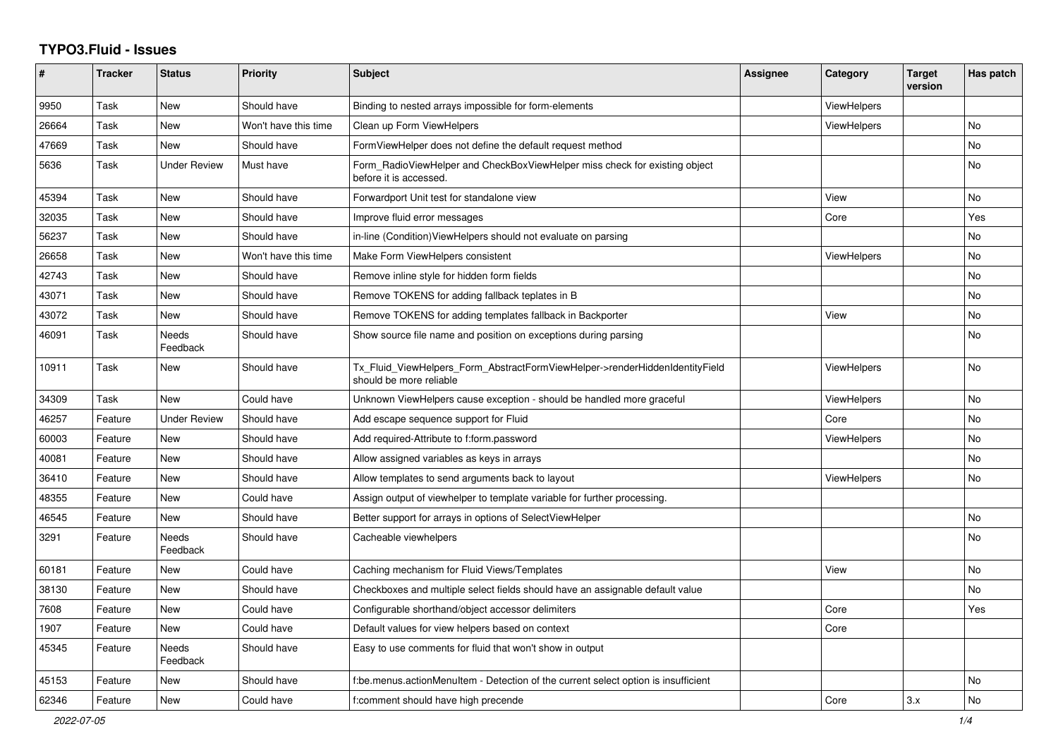# TYPO3.Fluid - Issues

| # | Tracker | Status | Priority | Subject | Assignee | Category | Target version | Has patch |
|---|---|---|---|---|---|---|---|---|
| 9950 | Task | New | Should have | Binding to nested arrays impossible for form-elements | | ViewHelpers | | |
| 26664 | Task | New | Won't have this time | Clean up Form ViewHelpers | | ViewHelpers | | No |
| 47669 | Task | New | Should have | FormViewHelper does not define the default request method | | | | No |
| 5636 | Task | Under Review | Must have | Form_RadioViewHelper and CheckBoxViewHelper miss check for existing object before it is accessed. | | | | No |
| 45394 | Task | New | Should have | Forwardport Unit test for standalone view | | View | | No |
| 32035 | Task | New | Should have | Improve fluid error messages | | Core | | Yes |
| 56237 | Task | New | Should have | in-line (Condition)ViewHelpers should not evaluate on parsing | | | | No |
| 26658 | Task | New | Won't have this time | Make Form ViewHelpers consistent | | ViewHelpers | | No |
| 42743 | Task | New | Should have | Remove inline style for hidden form fields | | | | No |
| 43071 | Task | New | Should have | Remove TOKENS for adding fallback teplates in B | | | | No |
| 43072 | Task | New | Should have | Remove TOKENS for adding templates fallback in Backporter | | View | | No |
| 46091 | Task | Needs Feedback | Should have | Show source file name and position on exceptions during parsing | | | | No |
| 10911 | Task | New | Should have | Tx_Fluid_ViewHelpers_Form_AbstractFormViewHelper->renderHiddenIdentityField should be more reliable | | ViewHelpers | | No |
| 34309 | Task | New | Could have | Unknown ViewHelpers cause exception - should be handled more graceful | | ViewHelpers | | No |
| 46257 | Feature | Under Review | Should have | Add escape sequence support for Fluid | | Core | | No |
| 60003 | Feature | New | Should have | Add required-Attribute to f:form.password | | ViewHelpers | | No |
| 40081 | Feature | New | Should have | Allow assigned variables as keys in arrays | | | | No |
| 36410 | Feature | New | Should have | Allow templates to send arguments back to layout | | ViewHelpers | | No |
| 48355 | Feature | New | Could have | Assign output of viewhelper to template variable for further processing. | | | | |
| 46545 | Feature | New | Should have | Better support for arrays in options of SelectViewHelper | | | | No |
| 3291 | Feature | Needs Feedback | Should have | Cacheable viewhelpers | | | | No |
| 60181 | Feature | New | Could have | Caching mechanism for Fluid Views/Templates | | View | | No |
| 38130 | Feature | New | Should have | Checkboxes and multiple select fields should have an assignable default value | | | | No |
| 7608 | Feature | New | Could have | Configurable shorthand/object accessor delimiters | | Core | | Yes |
| 1907 | Feature | New | Could have | Default values for view helpers based on context | | Core | | |
| 45345 | Feature | Needs Feedback | Should have | Easy to use comments for fluid that won't show in output | | | | |
| 45153 | Feature | New | Should have | f:be.menus.actionMenuItem - Detection of the current select option is insufficient | | | | No |
| 62346 | Feature | New | Could have | f:comment should have high precende | | Core | 3.x | No |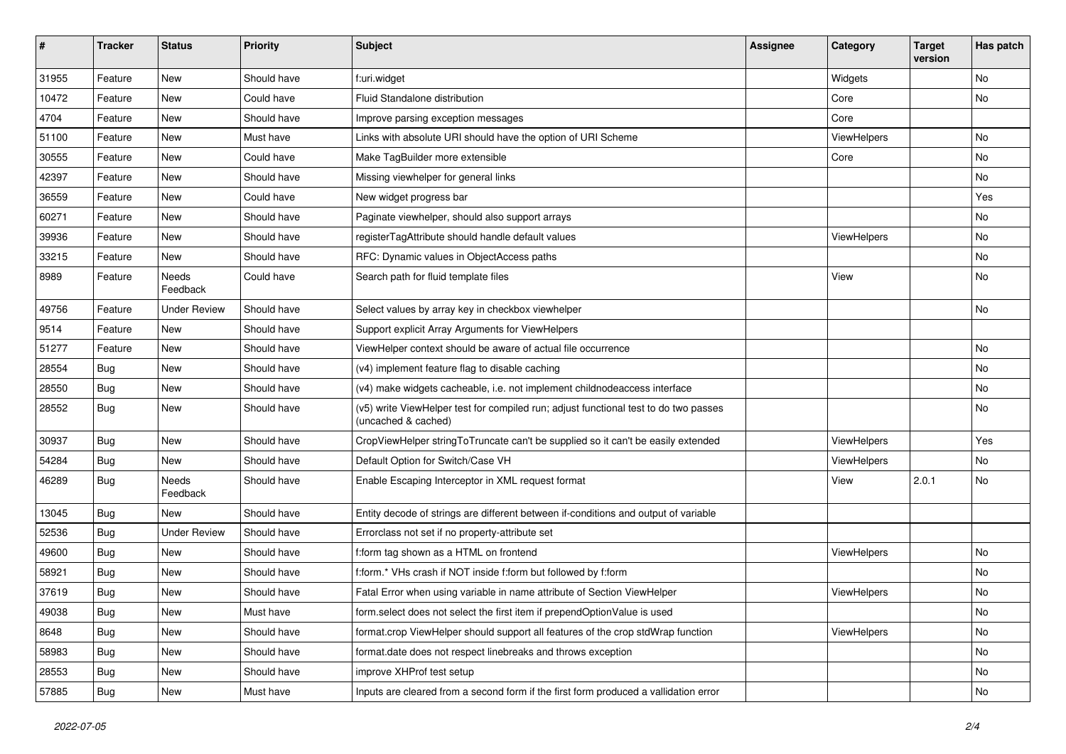| # | Tracker | Status | Priority | Subject | Assignee | Category | Target version | Has patch |
|---|---|---|---|---|---|---|---|---|
| 31955 | Feature | New | Should have | f:uri.widget | | Widgets | | No |
| 10472 | Feature | New | Could have | Fluid Standalone distribution | | Core | | No |
| 4704 | Feature | New | Should have | Improve parsing exception messages | | Core | | |
| 51100 | Feature | New | Must have | Links with absolute URI should have the option of URI Scheme | | ViewHelpers | | No |
| 30555 | Feature | New | Could have | Make TagBuilder more extensible | | Core | | No |
| 42397 | Feature | New | Should have | Missing viewhelper for general links | | | | No |
| 36559 | Feature | New | Could have | New widget progress bar | | | | Yes |
| 60271 | Feature | New | Should have | Paginate viewhelper, should also support arrays | | | | No |
| 39936 | Feature | New | Should have | registerTagAttribute should handle default values | | ViewHelpers | | No |
| 33215 | Feature | New | Should have | RFC: Dynamic values in ObjectAccess paths | | | | No |
| 8989 | Feature | Needs Feedback | Could have | Search path for fluid template files | | View | | No |
| 49756 | Feature | Under Review | Should have | Select values by array key in checkbox viewhelper | | | | No |
| 9514 | Feature | New | Should have | Support explicit Array Arguments for ViewHelpers | | | | |
| 51277 | Feature | New | Should have | ViewHelper context should be aware of actual file occurrence | | | | No |
| 28554 | Bug | New | Should have | (v4) implement feature flag to disable caching | | | | No |
| 28550 | Bug | New | Should have | (v4) make widgets cacheable, i.e. not implement childnodeaccess interface | | | | No |
| 28552 | Bug | New | Should have | (v5) write ViewHelper test for compiled run; adjust functional test to do two passes (uncached & cached) | | | | No |
| 30937 | Bug | New | Should have | CropViewHelper stringToTruncate can't be supplied so it can't be easily extended | | ViewHelpers | | Yes |
| 54284 | Bug | New | Should have | Default Option for Switch/Case VH | | ViewHelpers | | No |
| 46289 | Bug | Needs Feedback | Should have | Enable Escaping Interceptor in XML request format | | View | 2.0.1 | No |
| 13045 | Bug | New | Should have | Entity decode of strings are different between if-conditions and output of variable | | | | |
| 52536 | Bug | Under Review | Should have | Errorclass not set if no property-attribute set | | | | |
| 49600 | Bug | New | Should have | f:form tag shown as a HTML on frontend | | ViewHelpers | | No |
| 58921 | Bug | New | Should have | f:form.* VHs crash if NOT inside f:form but followed by f:form | | | | No |
| 37619 | Bug | New | Should have | Fatal Error when using variable in name attribute of Section ViewHelper | | ViewHelpers | | No |
| 49038 | Bug | New | Must have | form.select does not select the first item if prependOptionValue is used | | | | No |
| 8648 | Bug | New | Should have | format.crop ViewHelper should support all features of the crop stdWrap function | | ViewHelpers | | No |
| 58983 | Bug | New | Should have | format.date does not respect linebreaks and throws exception | | | | No |
| 28553 | Bug | New | Should have | improve XHProf test setup | | | | No |
| 57885 | Bug | New | Must have | Inputs are cleared from a second form if the first form produced a vallidation error | | | | No |

*2022-07-05*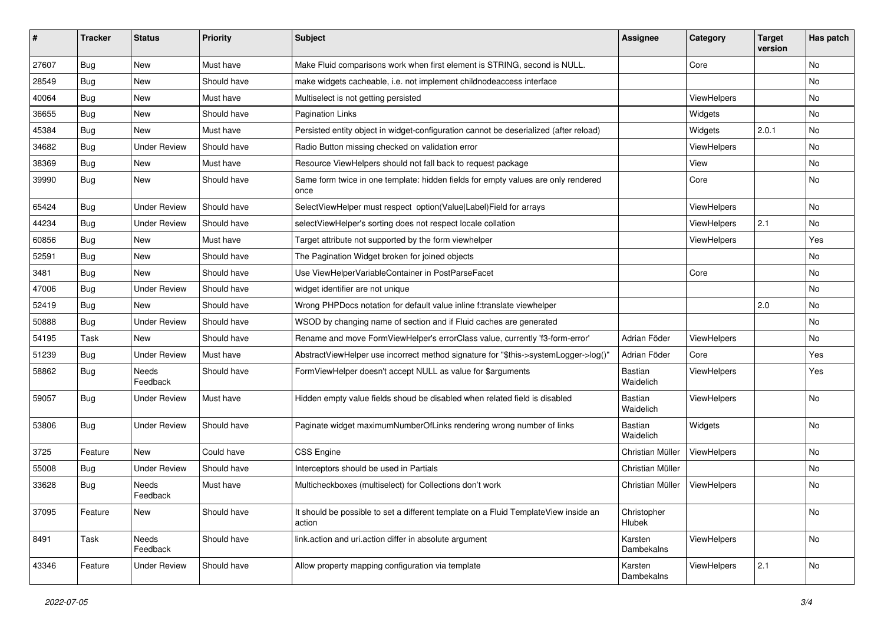| # | Tracker | Status | Priority | Subject | Assignee | Category | Target version | Has patch |
|---|---|---|---|---|---|---|---|---|
| 27607 | Bug | New | Must have | Make Fluid comparisons work when first element is STRING, second is NULL. | | Core | | No |
| 28549 | Bug | New | Should have | make widgets cacheable, i.e. not implement childnodeaccess interface | | | | No |
| 40064 | Bug | New | Must have | Multiselect is not getting persisted | | ViewHelpers | | No |
| 36655 | Bug | New | Should have | Pagination Links | | Widgets | | No |
| 45384 | Bug | New | Must have | Persisted entity object in widget-configuration cannot be deserialized (after reload) | | Widgets | 2.0.1 | No |
| 34682 | Bug | Under Review | Should have | Radio Button missing checked on validation error | | ViewHelpers | | No |
| 38369 | Bug | New | Must have | Resource ViewHelpers should not fall back to request package | | View | | No |
| 39990 | Bug | New | Should have | Same form twice in one template: hidden fields for empty values are only rendered once | | Core | | No |
| 65424 | Bug | Under Review | Should have | SelectViewHelper must respect option(Value\|Label)Field for arrays | | ViewHelpers | | No |
| 44234 | Bug | Under Review | Should have | selectViewHelper's sorting does not respect locale collation | | ViewHelpers | 2.1 | No |
| 60856 | Bug | New | Must have | Target attribute not supported by the form viewhelper | | ViewHelpers | | Yes |
| 52591 | Bug | New | Should have | The Pagination Widget broken for joined objects | | | | No |
| 3481 | Bug | New | Should have | Use ViewHelperVariableContainer in PostParseFacet | | Core | | No |
| 47006 | Bug | Under Review | Should have | widget identifier are not unique | | | | No |
| 52419 | Bug | New | Should have | Wrong PHPDocs notation for default value inline f:translate viewhelper | | | 2.0 | No |
| 50888 | Bug | Under Review | Should have | WSOD by changing name of section and if Fluid caches are generated | | | | No |
| 54195 | Task | New | Should have | Rename and move FormViewHelper's errorClass value, currently 'f3-form-error' | Adrian Föder | ViewHelpers | | No |
| 51239 | Bug | Under Review | Must have | AbstractViewHelper use incorrect method signature for "$this->systemLogger->log()" | Adrian Föder | Core | | Yes |
| 58862 | Bug | Needs Feedback | Should have | FormViewHelper doesn't accept NULL as value for $arguments | Bastian Waidelich | ViewHelpers | | Yes |
| 59057 | Bug | Under Review | Must have | Hidden empty value fields shoud be disabled when related field is disabled | Bastian Waidelich | ViewHelpers | | No |
| 53806 | Bug | Under Review | Should have | Paginate widget maximumNumberOfLinks rendering wrong number of links | Bastian Waidelich | Widgets | | No |
| 3725 | Feature | New | Could have | CSS Engine | Christian Müller | ViewHelpers | | No |
| 55008 | Bug | Under Review | Should have | Interceptors should be used in Partials | Christian Müller | | | No |
| 33628 | Bug | Needs Feedback | Must have | Multicheckboxes (multiselect) for Collections don't work | Christian Müller | ViewHelpers | | No |
| 37095 | Feature | New | Should have | It should be possible to set a different template on a Fluid TemplateView inside an action | Christopher Hlubek | | | No |
| 8491 | Task | Needs Feedback | Should have | link.action and uri.action differ in absolute argument | Karsten Dambekalns | ViewHelpers | | No |
| 43346 | Feature | Under Review | Should have | Allow property mapping configuration via template | Karsten Dambekalns | ViewHelpers | 2.1 | No |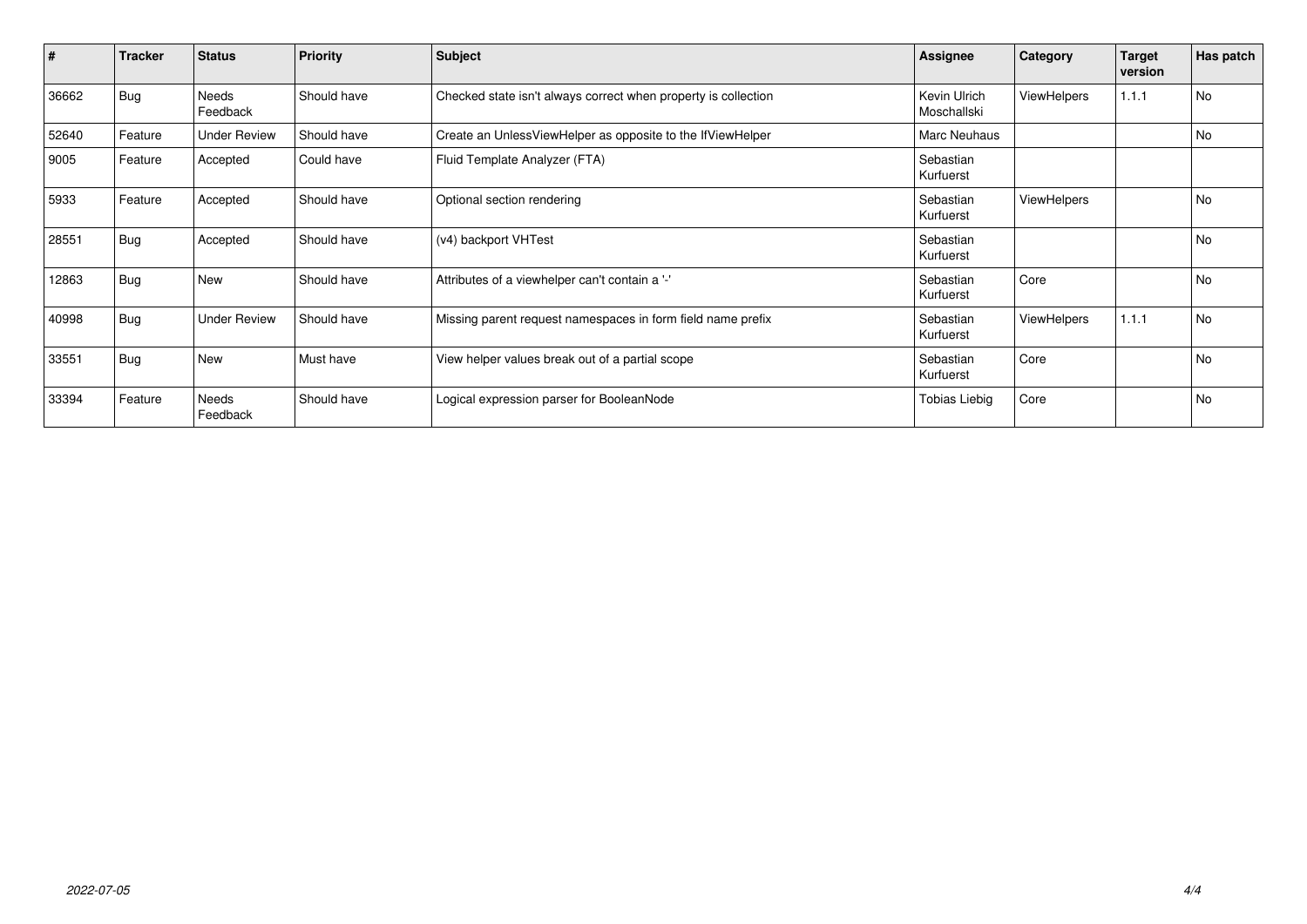| # | Tracker | Status | Priority | Subject | Assignee | Category | Target version | Has patch |
|---|---|---|---|---|---|---|---|---|
| 36662 | Bug | Needs Feedback | Should have | Checked state isn't always correct when property is collection | Kevin Ulrich Moschallski | ViewHelpers | 1.1.1 | No |
| 52640 | Feature | Under Review | Should have | Create an UnlessViewHelper as opposite to the IfViewHelper | Marc Neuhaus | | | No |
| 9005 | Feature | Accepted | Could have | Fluid Template Analyzer (FTA) | Sebastian Kurfuerst | | | |
| 5933 | Feature | Accepted | Should have | Optional section rendering | Sebastian Kurfuerst | ViewHelpers | | No |
| 28551 | Bug | Accepted | Should have | (v4) backport VHTest | Sebastian Kurfuerst | | | No |
| 12863 | Bug | New | Should have | Attributes of a viewhelper can't contain a '-' | Sebastian Kurfuerst | Core | | No |
| 40998 | Bug | Under Review | Should have | Missing parent request namespaces in form field name prefix | Sebastian Kurfuerst | ViewHelpers | 1.1.1 | No |
| 33551 | Bug | New | Must have | View helper values break out of a partial scope | Sebastian Kurfuerst | Core | | No |
| 33394 | Feature | Needs Feedback | Should have | Logical expression parser for BooleanNode | Tobias Liebig | Core | | No |

*2022-07-05*